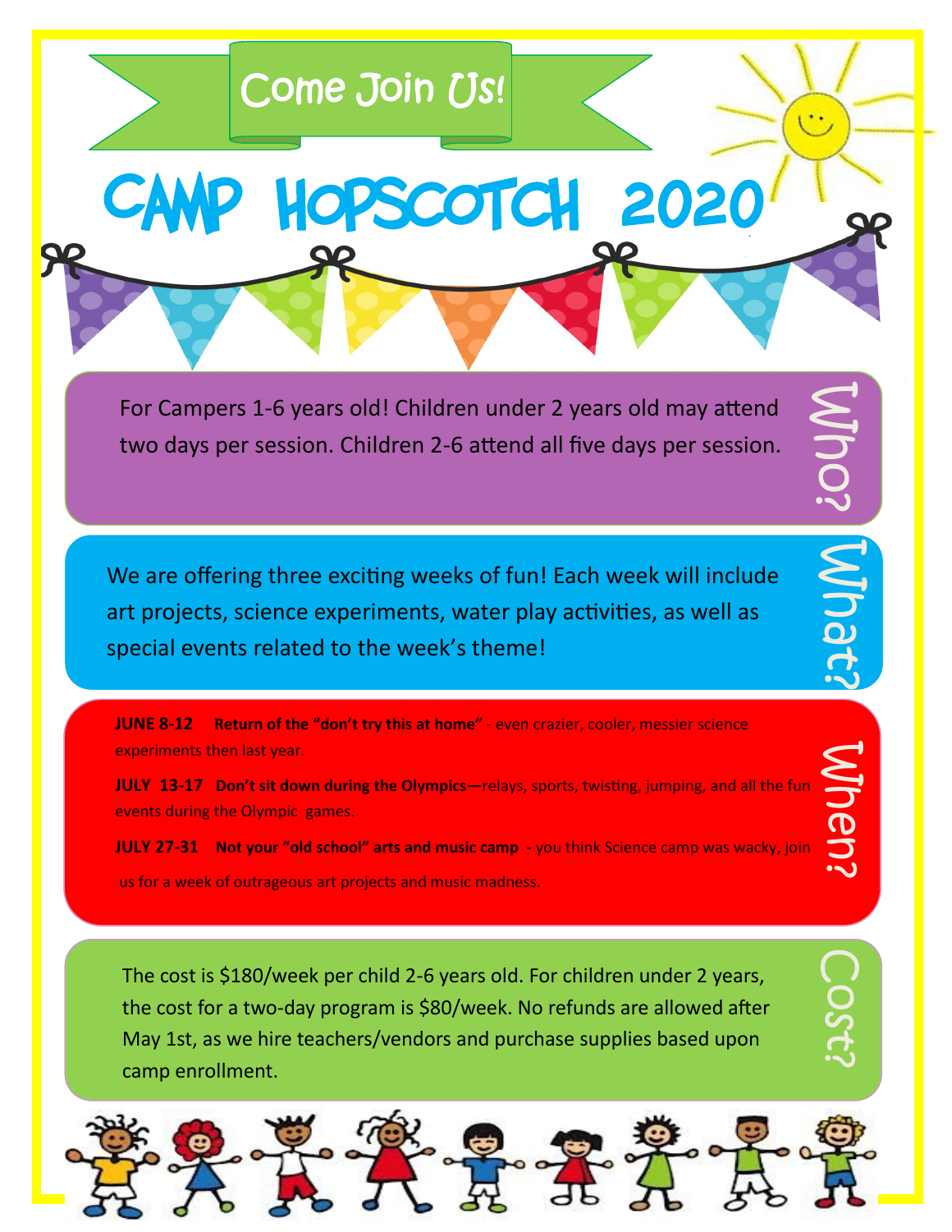Come Join Us!

# CAMP HOPSCOTCH 2020

## Who?

For Campers 1-6 years old! Children under 2 years old may attend two days per session. Children 2-6 attend all five days per session.

## What?

We are offering three exciting weeks of fun! Each week will include art projects, science experiments, water play activities, as well as special events related to the week's theme!

## When?

**JUNE 8-12** **Return of the "don't try this at home"** - even crazier, cooler, messier science experiments then last year.

**JULY 13-17** **Don't sit down during the Olympics**—relays, sports, twisting, jumping, and all the fun events during the Olympic games.

**JULY 27-31** **Not your "old school" arts and music camp** - you think Science camp was wacky, join us for a week of outrageous art projects and music madness.

## Cost?

The cost is $180/week per child 2-6 years old. For children under 2 years, the cost for a two-day program is $80/week. No refunds are allowed after May 1st, as we hire teachers/vendors and purchase supplies based upon camp enrollment.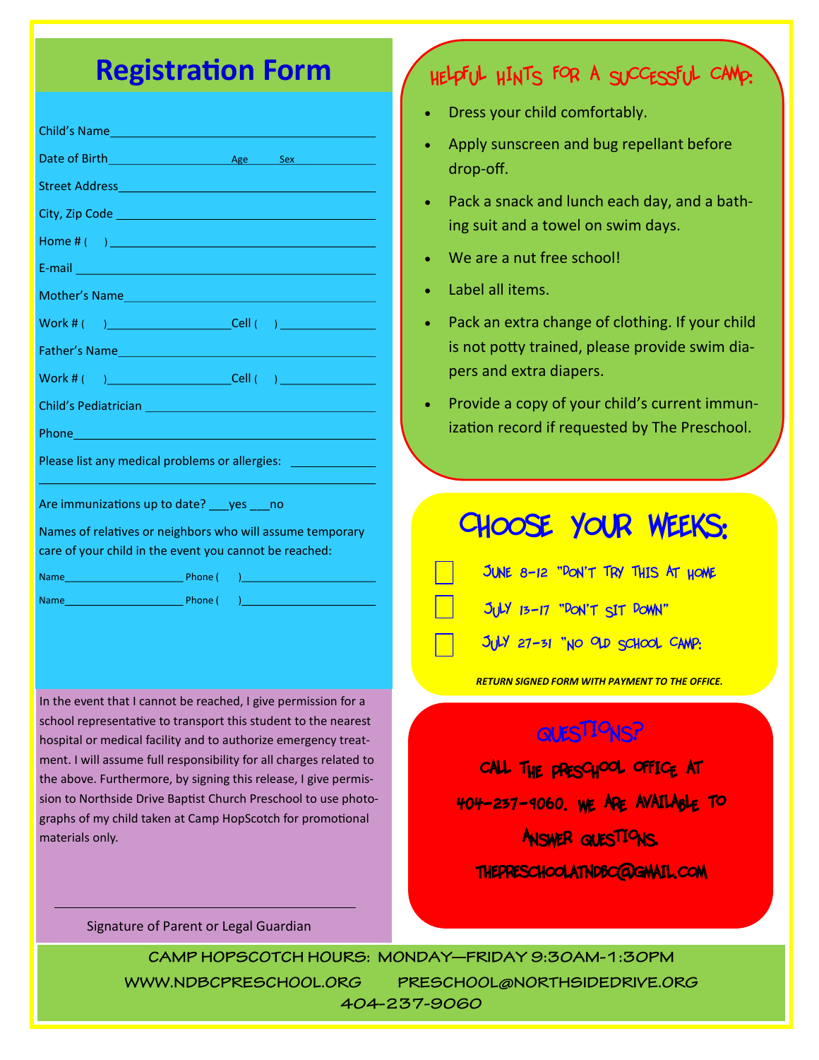# Registration Form

Child's Name\_\_\_\_\_\_\_\_\_\_\_\_\_\_\_\_\_\_\_\_\_\_\_\_\_\_\_\_\_\_\_\_\_\_\_\_\_\_\_\_

Date of Birth\_\_\_\_\_\_\_\_\_\_\_\_\_\_\_\_\_\_\_\_ Age \_\_\_\_\_ Sex \_\_\_\_\_\_\_\_\_\_\_\_\_

Street Address\_\_\_\_\_\_\_\_\_\_\_\_\_\_\_\_\_\_\_\_\_\_\_\_\_\_\_\_\_\_\_\_\_\_\_\_\_\_\_\_

City, Zip Code \_\_\_\_\_\_\_\_\_\_\_\_\_\_\_\_\_\_\_\_\_\_\_\_\_\_\_\_\_\_\_\_\_\_\_\_\_\_\_\_

Home # (     ) \_\_\_\_\_\_\_\_\_\_\_\_\_\_\_\_\_\_\_\_\_\_\_\_\_\_\_\_\_\_\_\_\_\_\_\_\_\_\_\_

E-mail \_\_\_\_\_\_\_\_\_\_\_\_\_\_\_\_\_\_\_\_\_\_\_\_\_\_\_\_\_\_\_\_\_\_\_\_\_\_\_\_\_\_\_\_

Mother's Name\_\_\_\_\_\_\_\_\_\_\_\_\_\_\_\_\_\_\_\_\_\_\_\_\_\_\_\_\_\_\_\_\_\_\_\_\_\_\_\_

Work # (     )\_\_\_\_\_\_\_\_\_\_\_\_\_\_\_\_\_\_\_\_Cell (     ) \_\_\_\_\_\_\_\_\_\_\_\_\_\_

Father's Name\_\_\_\_\_\_\_\_\_\_\_\_\_\_\_\_\_\_\_\_\_\_\_\_\_\_\_\_\_\_\_\_\_\_\_\_\_\_\_\_

Work # (     )\_\_\_\_\_\_\_\_\_\_\_\_\_\_\_\_\_\_\_\_Cell (     ) \_\_\_\_\_\_\_\_\_\_\_\_\_\_

Child's Pediatrician \_\_\_\_\_\_\_\_\_\_\_\_\_\_\_\_\_\_\_\_\_\_\_\_\_\_\_\_\_\_\_\_\_\_\_\_

Phone\_\_\_\_\_\_\_\_\_\_\_\_\_\_\_\_\_\_\_\_\_\_\_\_\_\_\_\_\_\_\_\_\_\_\_\_\_\_\_\_\_\_\_\_\_\_

Please list any medical problems or allergies: \_\_\_\_\_\_\_\_\_\_\_\_\_

\_\_\_\_\_\_\_\_\_\_\_\_\_\_\_\_\_\_\_\_\_\_\_\_\_\_\_\_\_\_\_\_\_\_\_\_\_\_\_\_\_\_\_\_\_\_\_\_\_\_\_\_\_\_

Are immunizations up to date? \_\_\_yes \_\_\_no

Names of relatives or neighbors who will assume temporary care of your child in the event you cannot be reached:

Name\_\_\_\_\_\_\_\_\_\_\_\_\_\_\_\_\_\_\_\_ Phone (     )\_\_\_\_\_\_\_\_\_\_\_\_\_\_\_\_\_\_\_\_\_\_

Name\_\_\_\_\_\_\_\_\_\_\_\_\_\_\_\_\_\_\_\_ Phone (     )\_\_\_\_\_\_\_\_\_\_\_\_\_\_\_\_\_\_\_\_\_\_

In the event that I cannot be reached, I give permission for a school representative to transport this student to the nearest hospital or medical facility and to authorize emergency treatment. I will assume full responsibility for all charges related to the above. Furthermore, by signing this release, I give permission to Northside Drive Baptist Church Preschool to use photographs of my child taken at Camp HopScotch for promotional materials only.

\_\_\_\_\_\_\_\_\_\_\_\_\_\_\_\_\_\_\_\_\_\_\_\_\_\_\_\_\_\_\_\_\_\_\_\_\_\_\_\_\_\_\_\_

Signature of Parent or Legal Guardian

## HELPFUL HINTS FOR A SUCCESSFUL CAMP:

- Dress your child comfortably.
- Apply sunscreen and bug repellant before drop-off.
- Pack a snack and lunch each day, and a bathing suit and a towel on swim days.
- We are a nut free school!
- Label all items.
- Pack an extra change of clothing. If your child is not potty trained, please provide swim diapers and extra diapers.
- Provide a copy of your child's current immunization record if requested by The Preschool.

## CHOOSE YOUR WEEKS:

- ☐ JUNE 8-12 "DON'T TRY THIS AT HOME
- ☐ JULY 13-17 "DON'T SIT DOWN"
- ☐ JULY 27-31 "NO OLD SCHOOL CAMP:

***RETURN SIGNED FORM WITH PAYMENT TO THE OFFICE.***

## QUESTIONS?

CALL THE PRESCHOOL OFFICE AT 404-237-9060. WE ARE AVAILABLE TO ANSWER QUESTIONS.

THEPRESCHOOLATNDBC@GMAIL.COM

CAMP HOPSCOTCH HOURS: MONDAY—FRIDAY 9:30AM-1:30PM

WWW.NDBCPRESCHOOL.ORG    PRESCHOOL@NORTHSIDEDRIVE.ORG

404-237-9060